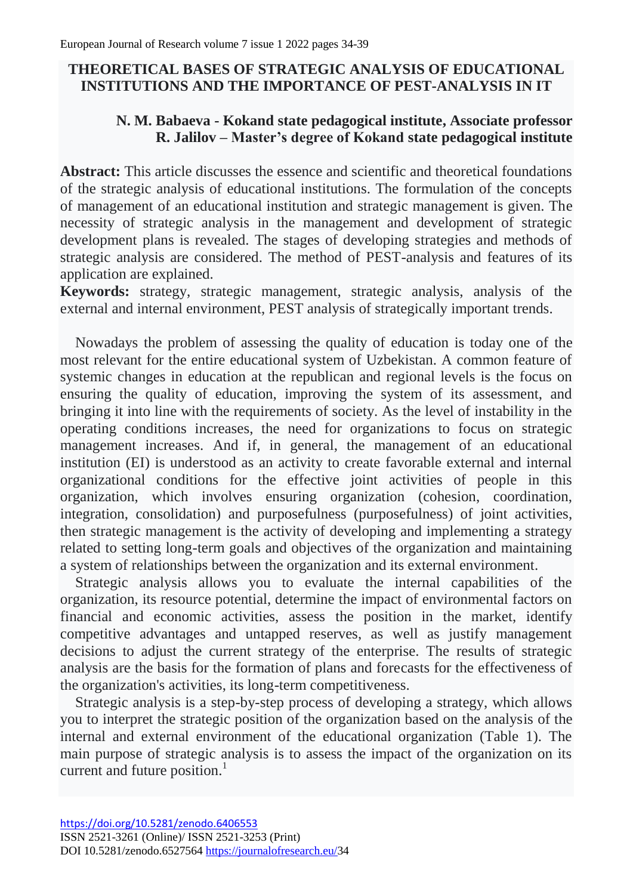# THEORETICAL BASES OF STRATEGIC ANALYSIS OF EDUCATIONAL INSTITUTIONS AND THE IMPORTANCE OF PEST-ANALYSIS IN IT

**N. M. Babaeva - Kokand state pedagogical institute, Associate professor**
**R. Jalilov – Master's degree of Kokand state pedagogical institute**

**Abstract:** This article discusses the essence and scientific and theoretical foundations of the strategic analysis of educational institutions. The formulation of the concepts of management of an educational institution and strategic management is given. The necessity of strategic analysis in the management and development of strategic development plans is revealed. The stages of developing strategies and methods of strategic analysis are considered. The method of PEST-analysis and features of its application are explained.

**Keywords:** strategy, strategic management, strategic analysis, analysis of the external and internal environment, PEST analysis of strategically important trends.

Nowadays the problem of assessing the quality of education is today one of the most relevant for the entire educational system of Uzbekistan. A common feature of systemic changes in education at the republican and regional levels is the focus on ensuring the quality of education, improving the system of its assessment, and bringing it into line with the requirements of society. As the level of instability in the operating conditions increases, the need for organizations to focus on strategic management increases. And if, in general, the management of an educational institution (EI) is understood as an activity to create favorable external and internal organizational conditions for the effective joint activities of people in this organization, which involves ensuring organization (cohesion, coordination, integration, consolidation) and purposefulness (purposefulness) of joint activities, then strategic management is the activity of developing and implementing a strategy related to setting long-term goals and objectives of the organization and maintaining a system of relationships between the organization and its external environment.

Strategic analysis allows you to evaluate the internal capabilities of the organization, its resource potential, determine the impact of environmental factors on financial and economic activities, assess the position in the market, identify competitive advantages and untapped reserves, as well as justify management decisions to adjust the current strategy of the enterprise. The results of strategic analysis are the basis for the formation of plans and forecasts for the effectiveness of the organization's activities, its long-term competitiveness.

Strategic analysis is a step-by-step process of developing a strategy, which allows you to interpret the strategic position of the organization based on the analysis of the internal and external environment of the educational organization (Table 1). The main purpose of strategic analysis is to assess the impact of the organization on its current and future position.[1]

https://doi.org/10.5281/zenodo.6406553
ISSN 2521-3261 (Online)/ ISSN 2521-3253 (Print)
DOI 10.5281/zenodo.6527564 https://journalofresearch.eu/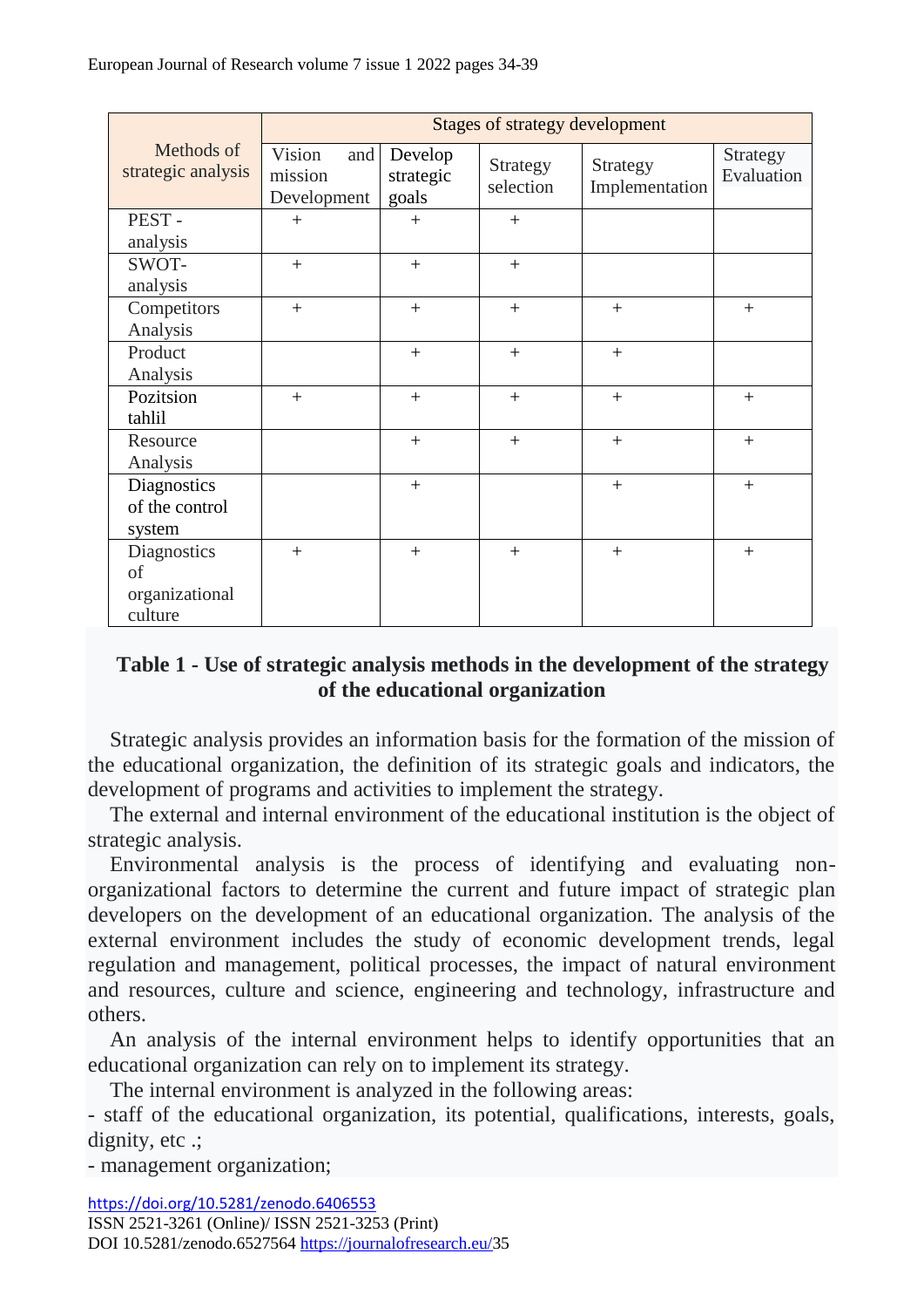| Methods of strategic analysis | Stages of strategy development | | | | |
|---|---|---|---|---|---|
| | Vision and mission Development | Develop strategic goals | Strategy selection | Strategy Implementation | Strategy Evaluation |
| PEST - analysis | + | + | + | | |
| SWOT- analysis | + | + | + | | |
| Competitors Analysis | + | + | + | + | + |
| Product Analysis | | + | + | + | |
| Pozitsion tahlil | + | + | + | + | + |
| Resource Analysis | | + | + | + | + |
| Diagnostics of the control system | | + | | + | + |
| Diagnostics of organizational culture | + | + | + | + | + |

**Table 1 - Use of strategic analysis methods in the development of the strategy of the educational organization**

Strategic analysis provides an information basis for the formation of the mission of the educational organization, the definition of its strategic goals and indicators, the development of programs and activities to implement the strategy.

The external and internal environment of the educational institution is the object of strategic analysis.

Environmental analysis is the process of identifying and evaluating non-organizational factors to determine the current and future impact of strategic plan developers on the development of an educational organization. The analysis of the external environment includes the study of economic development trends, legal regulation and management, political processes, the impact of natural environment and resources, culture and science, engineering and technology, infrastructure and others.

An analysis of the internal environment helps to identify opportunities that an educational organization can rely on to implement its strategy.

The internal environment is analyzed in the following areas:

- staff of the educational organization, its potential, qualifications, interests, goals, dignity, etc .;
- management organization;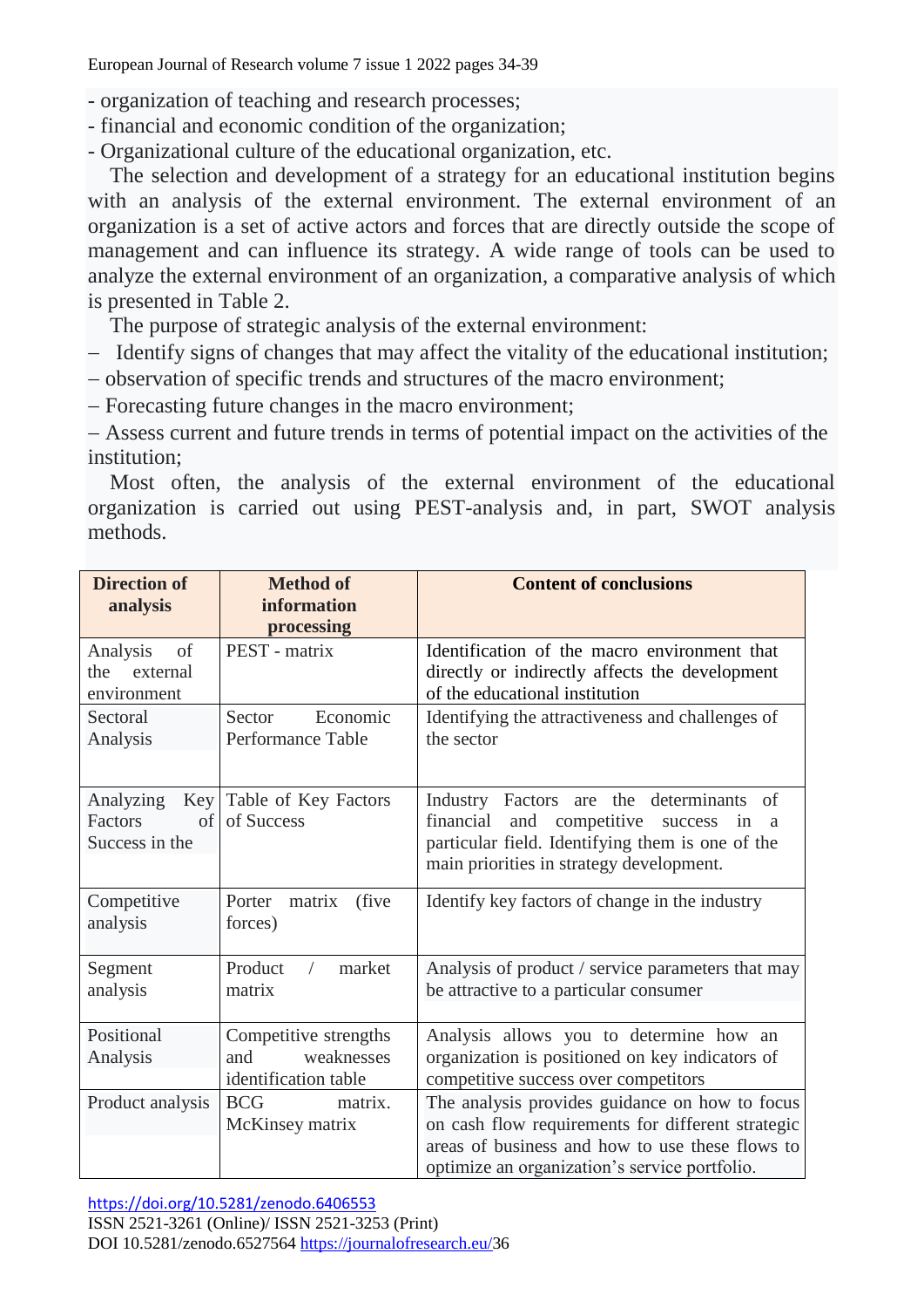- organization of teaching and research processes;
- financial and economic condition of the organization;
- Organizational culture of the educational organization, etc.

The selection and development of a strategy for an educational institution begins with an analysis of the external environment. The external environment of an organization is a set of active actors and forces that are directly outside the scope of management and can influence its strategy. A wide range of tools can be used to analyze the external environment of an organization, a comparative analysis of which is presented in Table 2.

The purpose of strategic analysis of the external environment:

– Identify signs of changes that may affect the vitality of the educational institution;
– observation of specific trends and structures of the macro environment;
– Forecasting future changes in the macro environment;
– Assess current and future trends in terms of potential impact on the activities of the institution;

Most often, the analysis of the external environment of the educational organization is carried out using PEST-analysis and, in part, SWOT analysis methods.

| Direction of analysis | Method of information processing | Content of conclusions |
|---|---|---|
| Analysis of the external environment | PEST - matrix | Identification of the macro environment that directly or indirectly affects the development of the educational institution |
| Sectoral Analysis | Sector Economic Performance Table | Identifying the attractiveness and challenges of the sector |
| Analyzing Key Factors of Success in the | Table of Key Factors of Success | Industry Factors are the determinants of financial and competitive success in a particular field. Identifying them is one of the main priorities in strategy development. |
| Competitive analysis | Porter matrix (five forces) | Identify key factors of change in the industry |
| Segment analysis | Product / market matrix | Analysis of product / service parameters that may be attractive to a particular consumer |
| Positional Analysis | Competitive strengths and weaknesses identification table | Analysis allows you to determine how an organization is positioned on key indicators of competitive success over competitors |
| Product analysis | BCG matrix. McKinsey matrix | The analysis provides guidance on how to focus on cash flow requirements for different strategic areas of business and how to use these flows to optimize an organization's service portfolio. |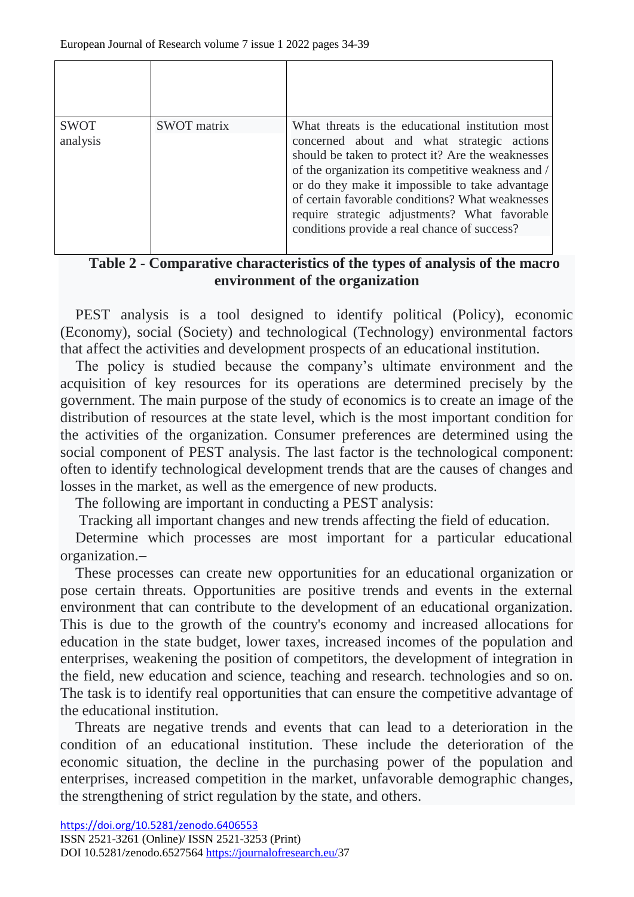| | | |
|---|---|---|
| | | |
| SWOT analysis | SWOT matrix | What threats is the educational institution most concerned about and what strategic actions should be taken to protect it? Are the weaknesses of the organization its competitive weakness and / or do they make it impossible to take advantage of certain favorable conditions? What weaknesses require strategic adjustments? What favorable conditions provide a real chance of success? |

**Table 2 - Comparative characteristics of the types of analysis of the macro environment of the organization**

PEST analysis is a tool designed to identify political (Policy), economic (Economy), social (Society) and technological (Technology) environmental factors that affect the activities and development prospects of an educational institution.

The policy is studied because the company's ultimate environment and the acquisition of key resources for its operations are determined precisely by the government. The main purpose of the study of economics is to create an image of the distribution of resources at the state level, which is the most important condition for the activities of the organization. Consumer preferences are determined using the social component of PEST analysis. The last factor is the technological component: often to identify technological development trends that are the causes of changes and losses in the market, as well as the emergence of new products.

The following are important in conducting a PEST analysis:

Tracking all important changes and new trends affecting the field of education.

Determine which processes are most important for a particular educational organization.–

These processes can create new opportunities for an educational organization or pose certain threats. Opportunities are positive trends and events in the external environment that can contribute to the development of an educational organization. This is due to the growth of the country's economy and increased allocations for education in the state budget, lower taxes, increased incomes of the population and enterprises, weakening the position of competitors, the development of integration in the field, new education and science, teaching and research. technologies and so on. The task is to identify real opportunities that can ensure the competitive advantage of the educational institution.

Threats are negative trends and events that can lead to a deterioration in the condition of an educational institution. These include the deterioration of the economic situation, the decline in the purchasing power of the population and enterprises, increased competition in the market, unfavorable demographic changes, the strengthening of strict regulation by the state, and others.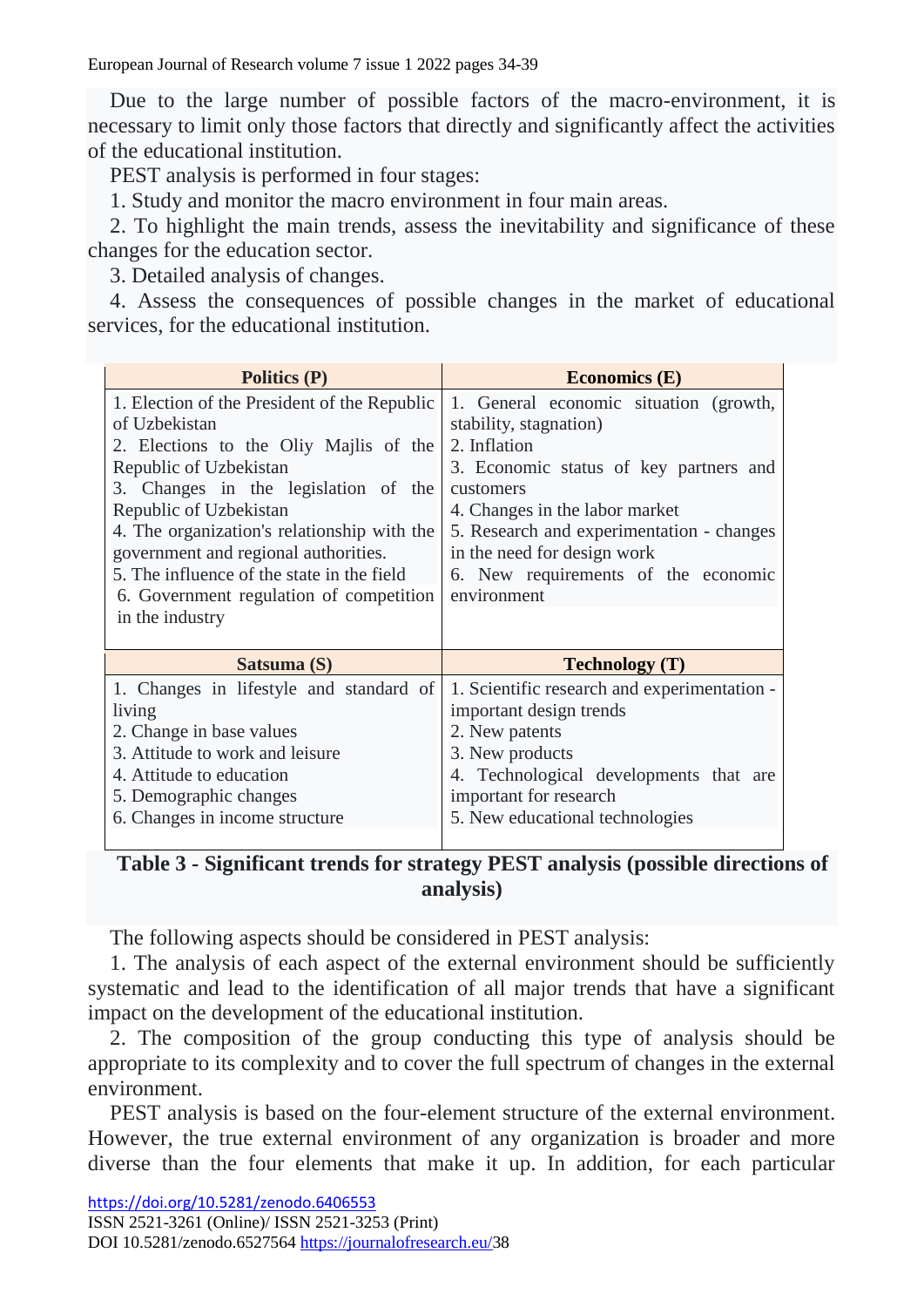Due to the large number of possible factors of the macro-environment, it is necessary to limit only those factors that directly and significantly affect the activities of the educational institution.

PEST analysis is performed in four stages:

1. Study and monitor the macro environment in four main areas.
2. To highlight the main trends, assess the inevitability and significance of these changes for the education sector.
3. Detailed analysis of changes.
4. Assess the consequences of possible changes in the market of educational services, for the educational institution.

| **Politics (P)** | **Economics (E)** |
|---|---|
| 1. Election of the President of the Republic of Uzbekistan<br>2. Elections to the Oliy Majlis of the Republic of Uzbekistan<br>3. Changes in the legislation of the Republic of Uzbekistan<br>4. The organization's relationship with the government and regional authorities.<br>5. The influence of the state in the field<br>6. Government regulation of competition in the industry | 1. General economic situation (growth, stability, stagnation)<br>2. Inflation<br>3. Economic status of key partners and customers<br>4. Changes in the labor market<br>5. Research and experimentation - changes in the need for design work<br>6. New requirements of the economic environment |
| **Satsuma (S)** | **Technology (T)** |
| 1. Changes in lifestyle and standard of living<br>2. Change in base values<br>3. Attitude to work and leisure<br>4. Attitude to education<br>5. Demographic changes<br>6. Changes in income structure | 1. Scientific research and experimentation - important design trends<br>2. New patents<br>3. New products<br>4. Technological developments that are important for research<br>5. New educational technologies |

**Table 3 - Significant trends for strategy PEST analysis (possible directions of analysis)**

The following aspects should be considered in PEST analysis:

1. The analysis of each aspect of the external environment should be sufficiently systematic and lead to the identification of all major trends that have a significant impact on the development of the educational institution.
2. The composition of the group conducting this type of analysis should be appropriate to its complexity and to cover the full spectrum of changes in the external environment.

PEST analysis is based on the four-element structure of the external environment. However, the true external environment of any organization is broader and more diverse than the four elements that make it up. In addition, for each particular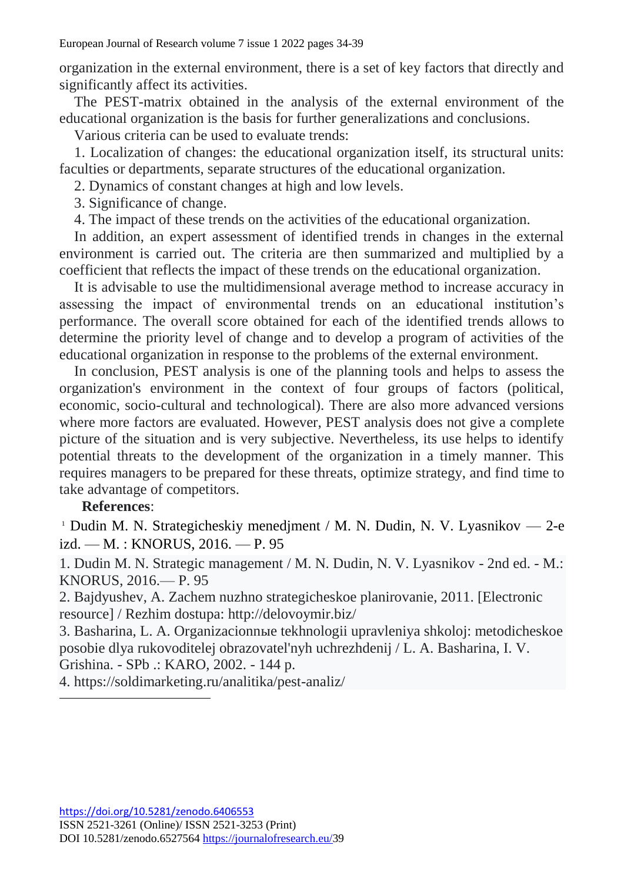organization in the external environment, there is a set of key factors that directly and significantly affect its activities.

The PEST-matrix obtained in the analysis of the external environment of the educational organization is the basis for further generalizations and conclusions.

Various criteria can be used to evaluate trends:

1. Localization of changes: the educational organization itself, its structural units: faculties or departments, separate structures of the educational organization.
2. Dynamics of constant changes at high and low levels.
3. Significance of change.
4. The impact of these trends on the activities of the educational organization.

In addition, an expert assessment of identified trends in changes in the external environment is carried out. The criteria are then summarized and multiplied by a coefficient that reflects the impact of these trends on the educational organization.

It is advisable to use the multidimensional average method to increase accuracy in assessing the impact of environmental trends on an educational institution's performance. The overall score obtained for each of the identified trends allows to determine the priority level of change and to develop a program of activities of the educational organization in response to the problems of the external environment.

In conclusion, PEST analysis is one of the planning tools and helps to assess the organization's environment in the context of four groups of factors (political, economic, socio-cultural and technological). There are also more advanced versions where more factors are evaluated. However, PEST analysis does not give a complete picture of the situation and is very subjective. Nevertheless, its use helps to identify potential threats to the development of the organization in a timely manner. This requires managers to be prepared for these threats, optimize strategy, and find time to take advantage of competitors.

**References**:

1. Dudin M. N. Strategic management / M. N. Dudin, N. V. Lyasnikov - 2nd ed. - M.: KNORUS, 2016.— P. 95
2. Bajdyushev, A. Zachem nuzhno strategicheskoe planirovanie, 2011. [Electronic resource] / Rezhim dostupa: http://delovoymir.biz/
3. Basharina, L. A. Organizacionnые tekhnologii upravleniya shkoloj: metodicheskoe posobie dlya rukovoditelej obrazovatel'nyh uchrezhdenij / L. A. Basharina, I. V. Grishina. - SPb .: KARO, 2002. - 144 p.
4. https://soldimarketing.ru/analitika/pest-analiz/

[1] Dudin M. N. Strategicheskiy menedjment / M. N. Dudin, N. V. Lyasnikov — 2-e izd. — M. : KNORUS, 2016. — P. 95